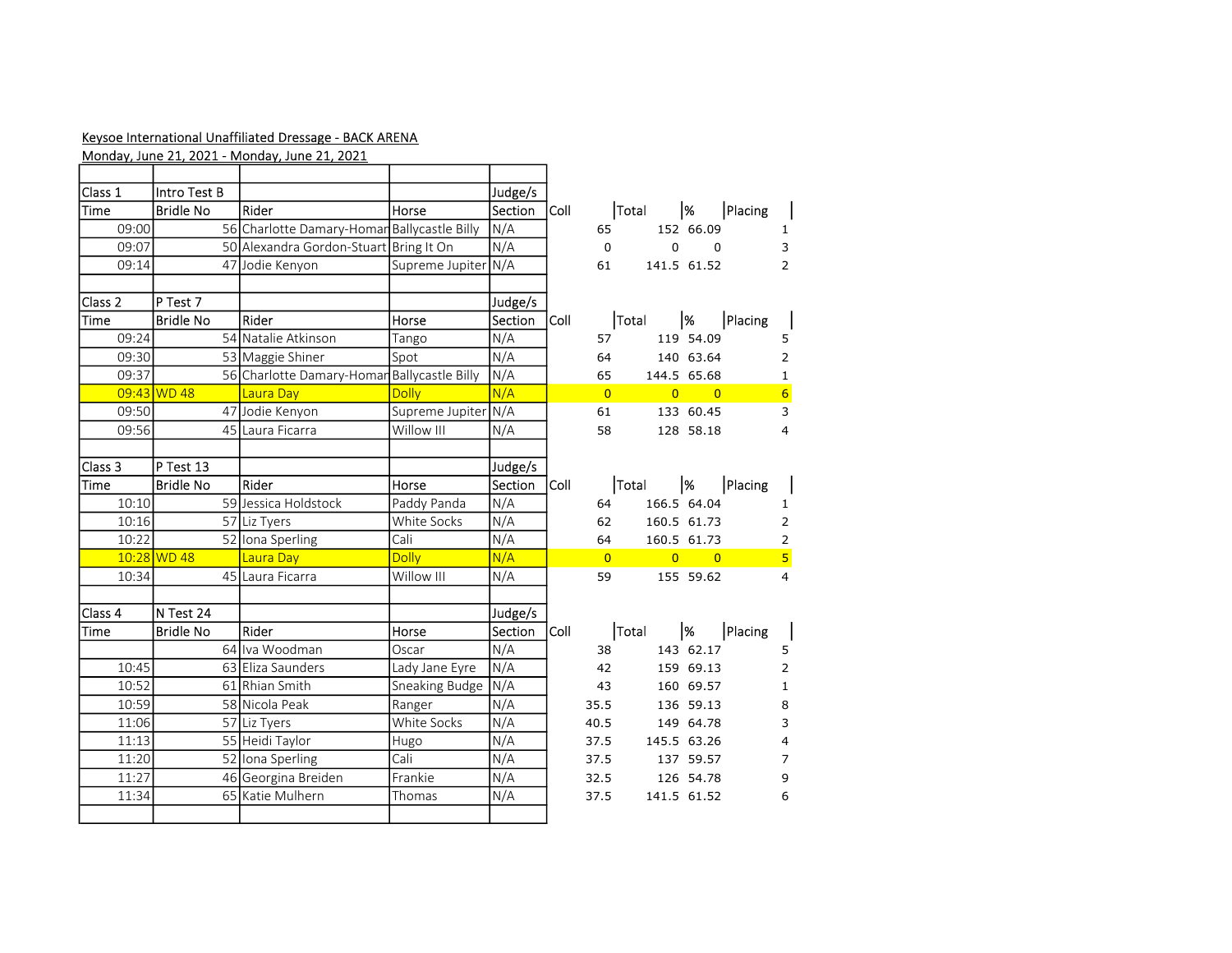Keysoe International Unaffiliated Dressage - BACK ARENA

Monday, June 21, 2021 - Monday, June 21, 2021

| Class 1 | Intro Test B | | | Judge/s | | | | |
|---|---|---|---|---|---|---|---|---|
| Time | Bridle No | Rider | Horse | Section | Coll | Total | % | Placing |
| 09:00 | 56 | Charlotte Damary-Homan | Ballycastle Billy | N/A | 65 | 152 | 66.09 | 1 |
| 09:07 | 50 | Alexandra Gordon-Stuart | Bring It On | N/A | 0 | 0 | 0 | 3 |
| 09:14 | 47 | Jodie Kenyon | Supreme Jupiter | N/A | 61 | 141.5 | 61.52 | 2 |

| Class 2 | P Test 7 | | | Judge/s | | | | |
|---|---|---|---|---|---|---|---|---|
| Time | Bridle No | Rider | Horse | Section | Coll | Total | % | Placing |
| 09:24 | 54 | Natalie Atkinson | Tango | N/A | 57 | 119 | 54.09 | 5 |
| 09:30 | 53 | Maggie Shiner | Spot | N/A | 64 | 140 | 63.64 | 2 |
| 09:37 | 56 | Charlotte Damary-Homan | Ballycastle Billy | N/A | 65 | 144.5 | 65.68 | 1 |
| 09:43 | WD 48 | Laura Day | Dolly | N/A | 0 | 0 | 0 | 6 |
| 09:50 | 47 | Jodie Kenyon | Supreme Jupiter | N/A | 61 | 133 | 60.45 | 3 |
| 09:56 | 45 | Laura Ficarra | Willow III | N/A | 58 | 128 | 58.18 | 4 |

| Class 3 | P Test 13 | | | Judge/s | | | | |
|---|---|---|---|---|---|---|---|---|
| Time | Bridle No | Rider | Horse | Section | Coll | Total | % | Placing |
| 10:10 | 59 | Jessica Holdstock | Paddy Panda | N/A | 64 | 166.5 | 64.04 | 1 |
| 10:16 | 57 | Liz Tyers | White Socks | N/A | 62 | 160.5 | 61.73 | 2 |
| 10:22 | 52 | Iona Sperling | Cali | N/A | 64 | 160.5 | 61.73 | 2 |
| 10:28 | WD 48 | Laura Day | Dolly | N/A | 0 | 0 | 0 | 5 |
| 10:34 | 45 | Laura Ficarra | Willow III | N/A | 59 | 155 | 59.62 | 4 |

| Class 4 | N Test 24 | | | Judge/s | | | | |
|---|---|---|---|---|---|---|---|---|
| Time | Bridle No | Rider | Horse | Section | Coll | Total | % | Placing |
| | 64 | Iva Woodman | Oscar | N/A | 38 | 143 | 62.17 | 5 |
| 10:45 | 63 | Eliza Saunders | Lady Jane Eyre | N/A | 42 | 159 | 69.13 | 2 |
| 10:52 | 61 | Rhian Smith | Sneaking Budge | N/A | 43 | 160 | 69.57 | 1 |
| 10:59 | 58 | Nicola Peak | Ranger | N/A | 35.5 | 136 | 59.13 | 8 |
| 11:06 | 57 | Liz Tyers | White Socks | N/A | 40.5 | 149 | 64.78 | 3 |
| 11:13 | 55 | Heidi Taylor | Hugo | N/A | 37.5 | 145.5 | 63.26 | 4 |
| 11:20 | 52 | Iona Sperling | Cali | N/A | 37.5 | 137 | 59.57 | 7 |
| 11:27 | 46 | Georgina Breiden | Frankie | N/A | 32.5 | 126 | 54.78 | 9 |
| 11:34 | 65 | Katie Mulhern | Thomas | N/A | 37.5 | 141.5 | 61.52 | 6 |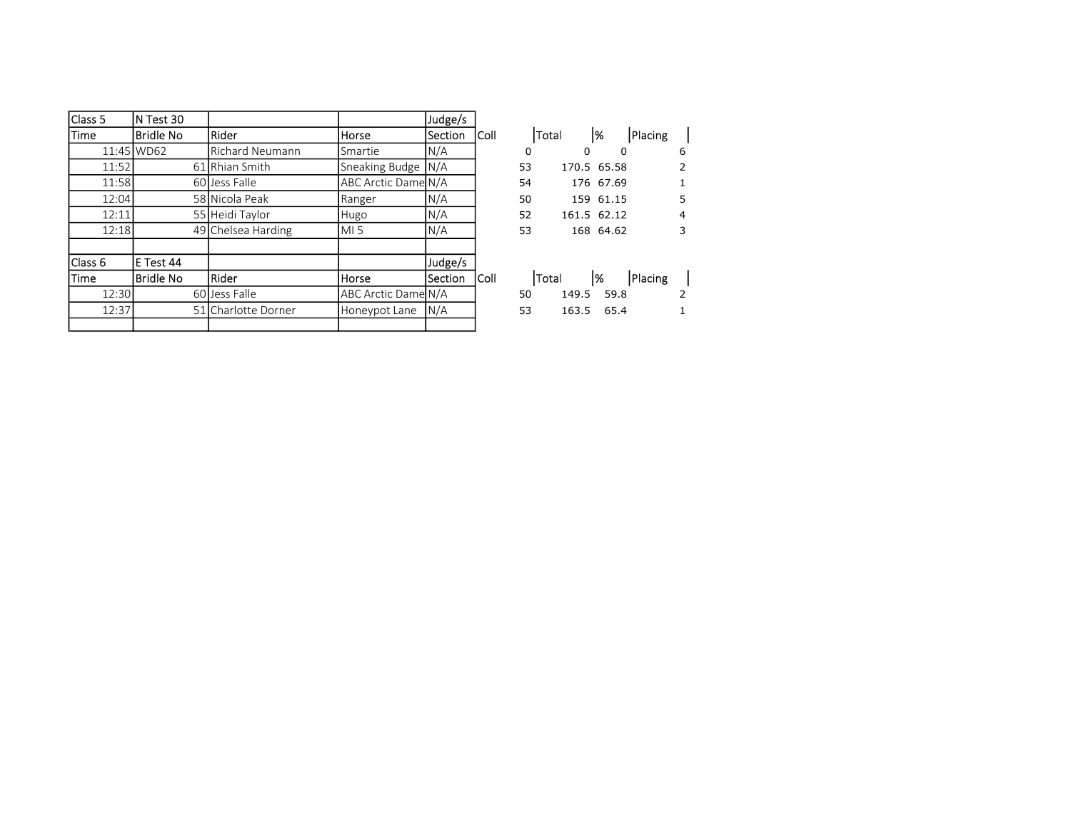| Class 5 | N Test 30 | | | Judge/s | | | | |
|---|---|---|---|---|---|---|---|---|
| Time | Bridle No | Rider | Horse | Section | Coll | Total | % | Placing |
| 11:45 | WD62 | Richard Neumann | Smartie | N/A | 0 | 0 | 0 | 6 |
| 11:52 | 61 | Rhian Smith | Sneaking Budge | N/A | 53 | 170.5 | 65.58 | 2 |
| 11:58 | 60 | Jess Falle | ABC Arctic Dame | N/A | 54 | 176 | 67.69 | 1 |
| 12:04 | 58 | Nicola Peak | Ranger | N/A | 50 | 159 | 61.15 | 5 |
| 12:11 | 55 | Heidi Taylor | Hugo | N/A | 52 | 161.5 | 62.12 | 4 |
| 12:18 | 49 | Chelsea Harding | MI 5 | N/A | 53 | 168 | 64.62 | 3 |

| Class 6 | E Test 44 | | | Judge/s | | | | |
|---|---|---|---|---|---|---|---|---|
| Time | Bridle No | Rider | Horse | Section | Coll | Total | % | Placing |
| 12:30 | 60 | Jess Falle | ABC Arctic Dame | N/A | 50 | 149.5 | 59.8 | 2 |
| 12:37 | 51 | Charlotte Dorner | Honeypot Lane | N/A | 53 | 163.5 | 65.4 | 1 |